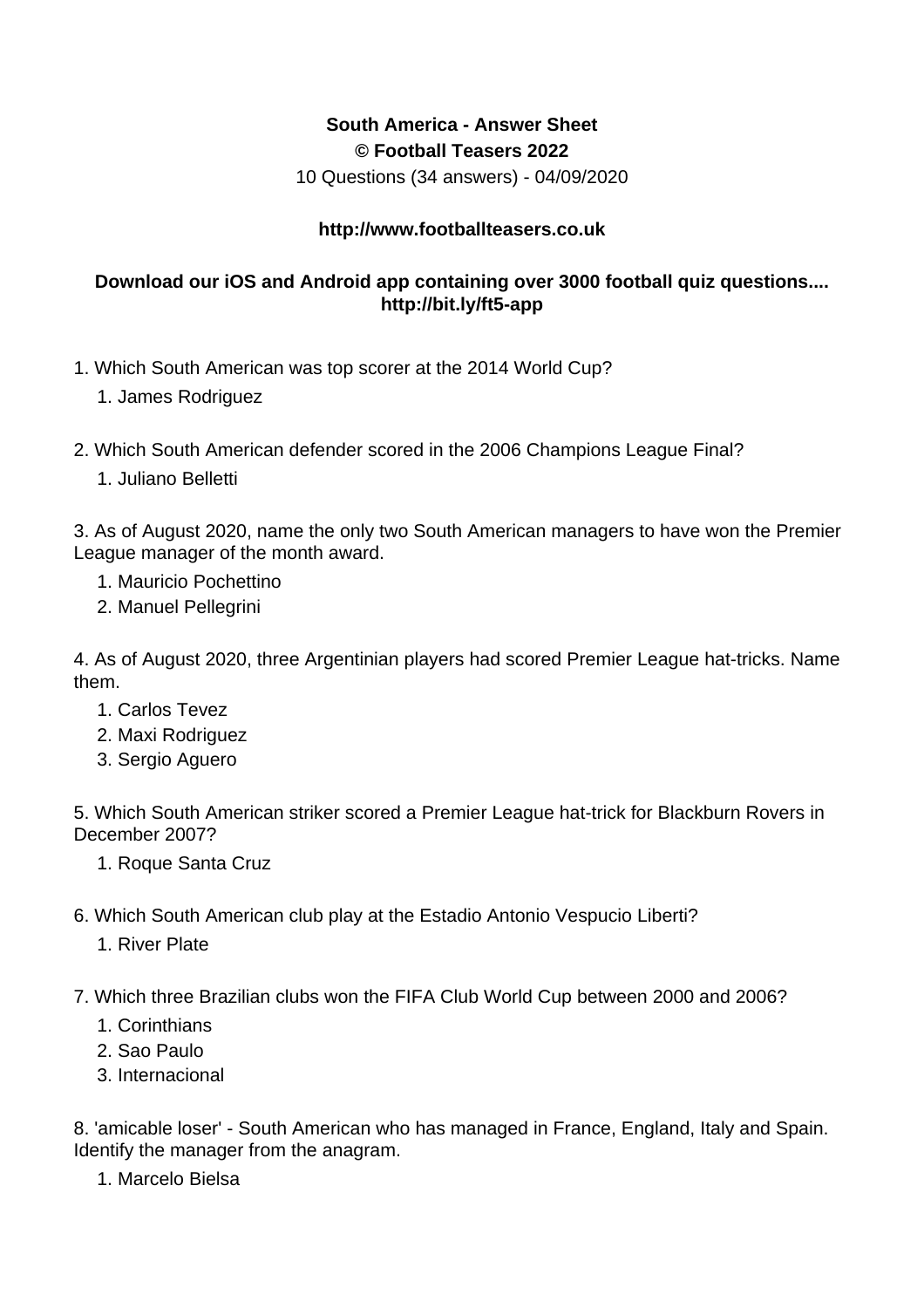**South America - Answer Sheet**
**© Football Teasers 2022**
10 Questions (34 answers) - 04/09/2020

**http://www.footballteasers.co.uk**

**Download our iOS and Android app containing over 3000 football quiz questions.... http://bit.ly/ft5-app**

1. Which South American was top scorer at the 2014 World Cup?
    1. James Rodriguez

2. Which South American defender scored in the 2006 Champions League Final?
    1. Juliano Belletti

3. As of August 2020, name the only two South American managers to have won the Premier League manager of the month award.
    1. Mauricio Pochettino
    2. Manuel Pellegrini

4. As of August 2020, three Argentinian players had scored Premier League hat-tricks. Name them.
    1. Carlos Tevez
    2. Maxi Rodriguez
    3. Sergio Aguero

5. Which South American striker scored a Premier League hat-trick for Blackburn Rovers in December 2007?
    1. Roque Santa Cruz

6. Which South American club play at the Estadio Antonio Vespucio Liberti?
    1. River Plate

7. Which three Brazilian clubs won the FIFA Club World Cup between 2000 and 2006?
    1. Corinthians
    2. Sao Paulo
    3. Internacional

8. 'amicable loser' - South American who has managed in France, England, Italy and Spain. Identify the manager from the anagram.
    1. Marcelo Bielsa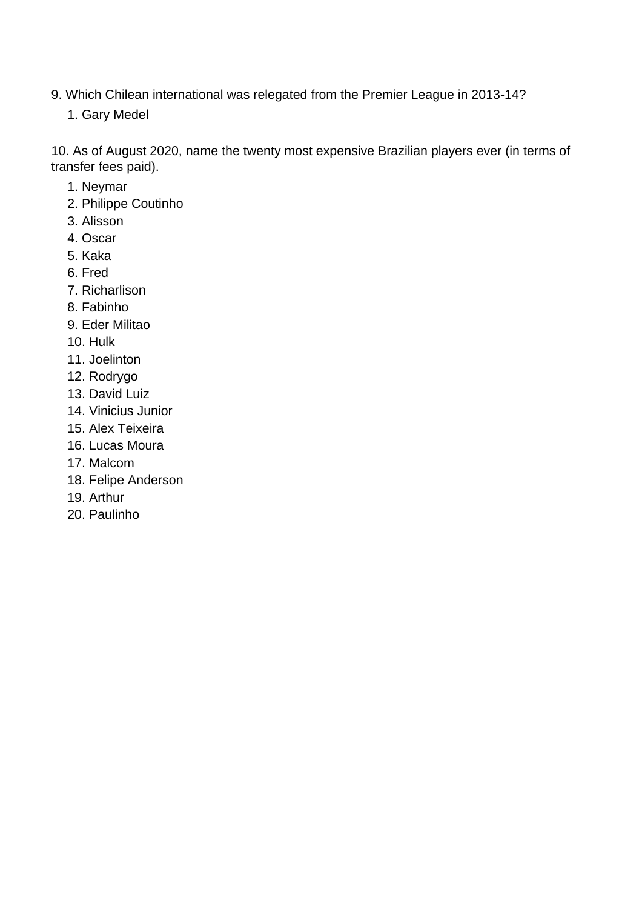9. Which Chilean international was relegated from the Premier League in 2013-14?

   1. Gary Medel

10. As of August 2020, name the twenty most expensive Brazilian players ever (in terms of transfer fees paid).

    1. Neymar
    2. Philippe Coutinho
    3. Alisson
    4. Oscar
    5. Kaka
    6. Fred
    7. Richarlison
    8. Fabinho
    9. Eder Militao
    10. Hulk
    11. Joelinton
    12. Rodrygo
    13. David Luiz
    14. Vinicius Junior
    15. Alex Teixeira
    16. Lucas Moura
    17. Malcom
    18. Felipe Anderson
    19. Arthur
    20. Paulinho